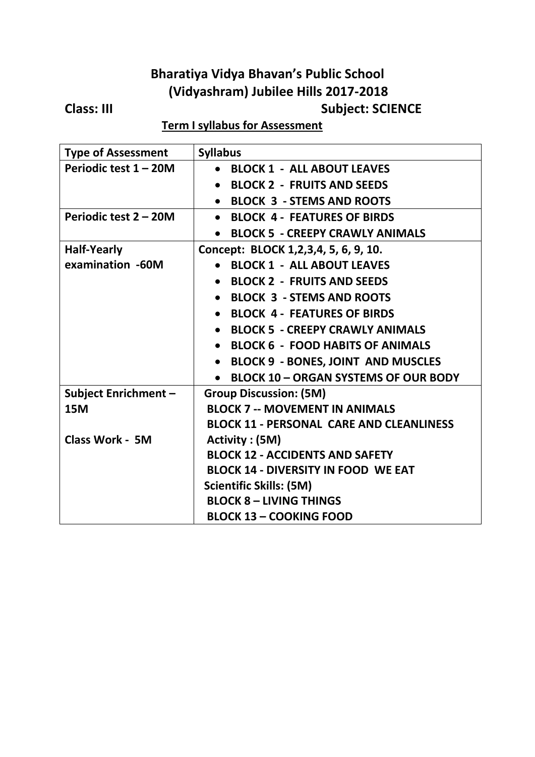# Bharatiya Vidya Bhavan's Public School (Vidyashram) Jubilee Hills 2017-2018

**Class: III** **Subject: SCIENCE**

**Term I syllabus for Assessment**

| Type of Assessment | Syllabus |
|---|---|
| Periodic test 1 – 20M | • BLOCK 1 - ALL ABOUT LEAVES<br>• BLOCK 2 - FRUITS AND SEEDS<br>• BLOCK 3 - STEMS AND ROOTS |
| Periodic test 2 – 20M | • BLOCK 4 - FEATURES OF BIRDS<br>• BLOCK 5 - CREEPY CRAWLY ANIMALS |
| Half-Yearly examination -60M | Concept: BLOCK 1,2,3,4, 5, 6, 9, 10.<br>• BLOCK 1 - ALL ABOUT LEAVES<br>• BLOCK 2 - FRUITS AND SEEDS<br>• BLOCK 3 - STEMS AND ROOTS<br>• BLOCK 4 - FEATURES OF BIRDS<br>• BLOCK 5 - CREEPY CRAWLY ANIMALS<br>• BLOCK 6 - FOOD HABITS OF ANIMALS<br>• BLOCK 9 - BONES, JOINT AND MUSCLES<br>• BLOCK 10 – ORGAN SYSTEMS OF OUR BODY |
| Subject Enrichment – 15M<br><br>Class Work - 5M | Group Discussion: (5M)<br>BLOCK 7 -- MOVEMENT IN ANIMALS<br>BLOCK 11 - PERSONAL CARE AND CLEANLINESS<br>Activity : (5M)<br>BLOCK 12 - ACCIDENTS AND SAFETY<br>BLOCK 14 - DIVERSITY IN FOOD WE EAT<br>Scientific Skills: (5M)<br>BLOCK 8 – LIVING THINGS<br>BLOCK 13 – COOKING FOOD |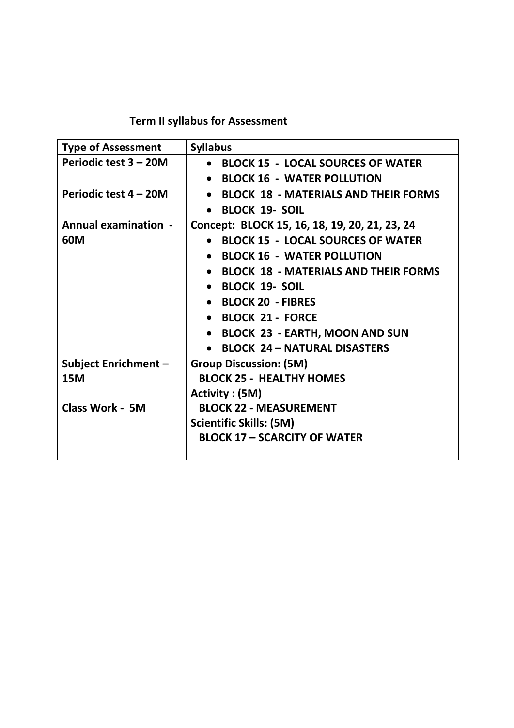## Term II syllabus for Assessment

| Type of Assessment | Syllabus |
|---|---|
| Periodic test 3 – 20M | • BLOCK 15 - LOCAL SOURCES OF WATER<br>• BLOCK 16 - WATER POLLUTION |
| Periodic test 4 – 20M | • BLOCK 18 - MATERIALS AND THEIR FORMS<br>• BLOCK 19- SOIL |
| Annual examination - 60M | Concept: BLOCK 15, 16, 18, 19, 20, 21, 23, 24<br>• BLOCK 15 - LOCAL SOURCES OF WATER<br>• BLOCK 16 - WATER POLLUTION<br>• BLOCK 18 - MATERIALS AND THEIR FORMS<br>• BLOCK 19- SOIL<br>• BLOCK 20 - FIBRES<br>• BLOCK 21 - FORCE<br>• BLOCK 23 - EARTH, MOON AND SUN<br>• BLOCK 24 – NATURAL DISASTERS |
| Subject Enrichment – 15M<br><br>Class Work - 5M | Group Discussion: (5M)<br>BLOCK 25 - HEALTHY HOMES<br>Activity : (5M)<br>BLOCK 22 - MEASUREMENT<br>Scientific Skills: (5M)<br>BLOCK 17 – SCARCITY OF WATER |